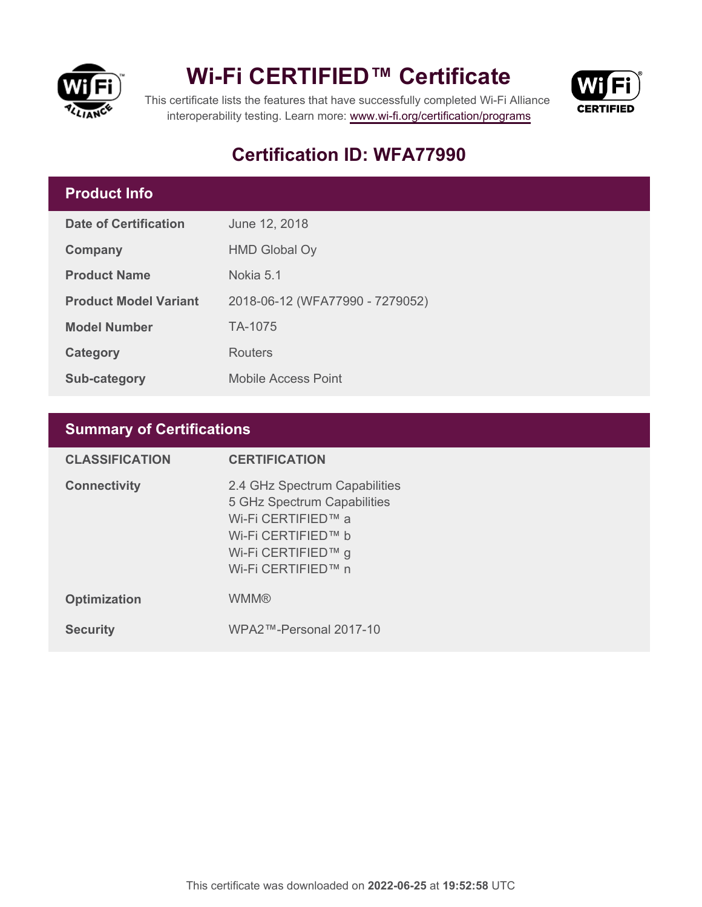# Wi-Fi CERTIFIED™ Certificate

This certificate lists the features that have successfully completed Wi-Fi Alliance interoperability testing. Learn more: www.wi-fi.org/certification/programs

## Certification ID: WFA77990

| Product Info | |
|---|---|
| **Date of Certification** | June 12, 2018 |
| **Company** | HMD Global Oy |
| **Product Name** | Nokia 5.1 |
| **Product Model Variant** | 2018-06-12 (WFA77990 - 7279052) |
| **Model Number** | TA-1075 |
| **Category** | Routers |
| **Sub-category** | Mobile Access Point |

| Summary of Certifications | |
|---|---|
| **CLASSIFICATION** | **CERTIFICATION** |
| **Connectivity** | 2.4 GHz Spectrum Capabilities<br>5 GHz Spectrum Capabilities<br>Wi-Fi CERTIFIED™ a<br>Wi-Fi CERTIFIED™ b<br>Wi-Fi CERTIFIED™ g<br>Wi-Fi CERTIFIED™ n |
| **Optimization** | WMM® |
| **Security** | WPA2™-Personal 2017-10 |

This certificate was downloaded on **2022-06-25** at **19:52:58** UTC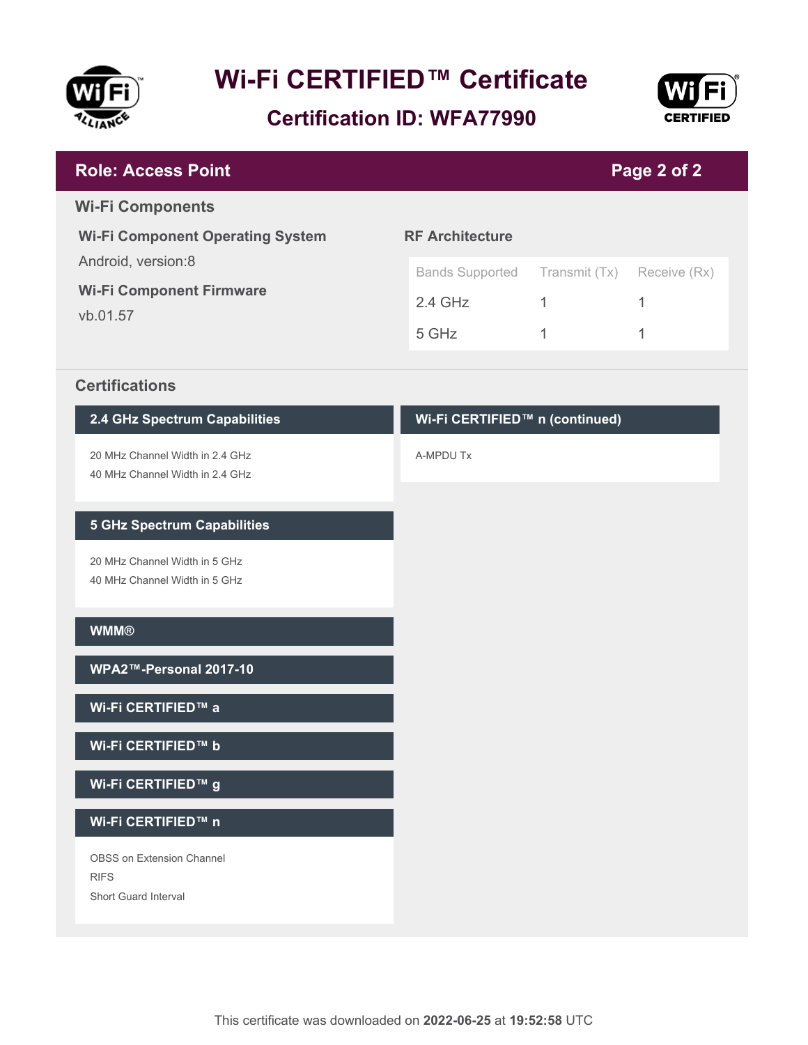# Wi-Fi CERTIFIED™ Certificate

## Certification ID: WFA77990

**Role: Access Point**

## Wi-Fi Components

### Wi-Fi Component Operating System

Android, version:8

### Wi-Fi Component Firmware

vb.01.57

### RF Architecture

| Bands Supported | Transmit (Tx) | Receive (Rx) |
| --- | --- | --- |
| 2.4 GHz | 1 | 1 |
| 5 GHz | 1 | 1 |

## Certifications

### 2.4 GHz Spectrum Capabilities

20 MHz Channel Width in 2.4 GHz
40 MHz Channel Width in 2.4 GHz

### 5 GHz Spectrum Capabilities

20 MHz Channel Width in 5 GHz
40 MHz Channel Width in 5 GHz

### WMM®

### WPA2™-Personal 2017-10

### Wi-Fi CERTIFIED™ a

### Wi-Fi CERTIFIED™ b

### Wi-Fi CERTIFIED™ g

### Wi-Fi CERTIFIED™ n

OBSS on Extension Channel
RIFS
Short Guard Interval

### Wi-Fi CERTIFIED™ n (continued)

A-MPDU Tx

This certificate was downloaded on **2022-06-25** at **19:52:58** UTC